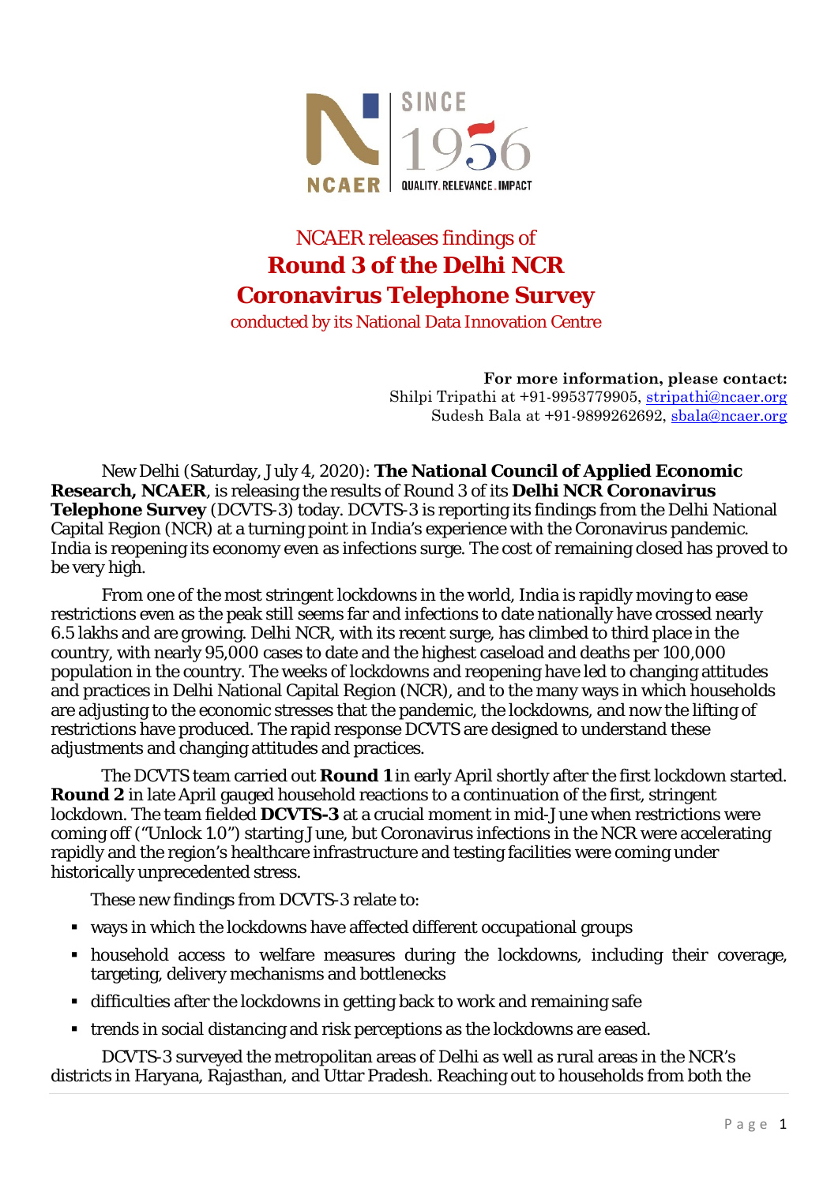NCAER releases findings of

# Round 3 of the Delhi NCR Coronavirus Telephone Survey

conducted by its National Data Innovation Centre

**For more information, please contact:**
Shilpi Tripathi at +91-9953779905, stripathi@ncaer.org
Sudesh Bala at +91-9899262692, sbala@ncaer.org

New Delhi (Saturday, July 4, 2020): **The National Council of Applied Economic Research, NCAER**, is releasing the results of Round 3 of its **Delhi NCR Coronavirus Telephone Survey** (DCVTS-3) today. DCVTS-3 is reporting its findings from the Delhi National Capital Region (NCR) at a turning point in India's experience with the Coronavirus pandemic. India is reopening its economy even as infections surge. The cost of remaining closed has proved to be very high.

From one of the most stringent lockdowns in the world, India is rapidly moving to ease restrictions even as the peak still seems far and infections to date nationally have crossed nearly 6.5 lakhs and are growing. Delhi NCR, with its recent surge, has climbed to third place in the country, with nearly 95,000 cases to date and the highest caseload and deaths per 100,000 population in the country. The weeks of lockdowns and reopening have led to changing attitudes and practices in Delhi National Capital Region (NCR), and to the many ways in which households are adjusting to the economic stresses that the pandemic, the lockdowns, and now the lifting of restrictions have produced. The rapid response DCVTS are designed to understand these adjustments and changing attitudes and practices.

The DCVTS team carried out **Round 1** in early April shortly after the first lockdown started. **Round 2** in late April gauged household reactions to a continuation of the first, stringent lockdown. The team fielded **DCVTS-3** at a crucial moment in mid-June when restrictions were coming off ("Unlock 1.0") starting June, but Coronavirus infections in the NCR were accelerating rapidly and the region's healthcare infrastructure and testing facilities were coming under historically unprecedented stress.

These new findings from DCVTS-3 relate to:

- ways in which the lockdowns have affected different occupational groups
- household access to welfare measures during the lockdowns, including their coverage, targeting, delivery mechanisms and bottlenecks
- difficulties after the lockdowns in getting back to work and remaining safe
- trends in social distancing and risk perceptions as the lockdowns are eased.

DCVTS-3 surveyed the metropolitan areas of Delhi as well as rural areas in the NCR's districts in Haryana, Rajasthan, and Uttar Pradesh. Reaching out to households from both the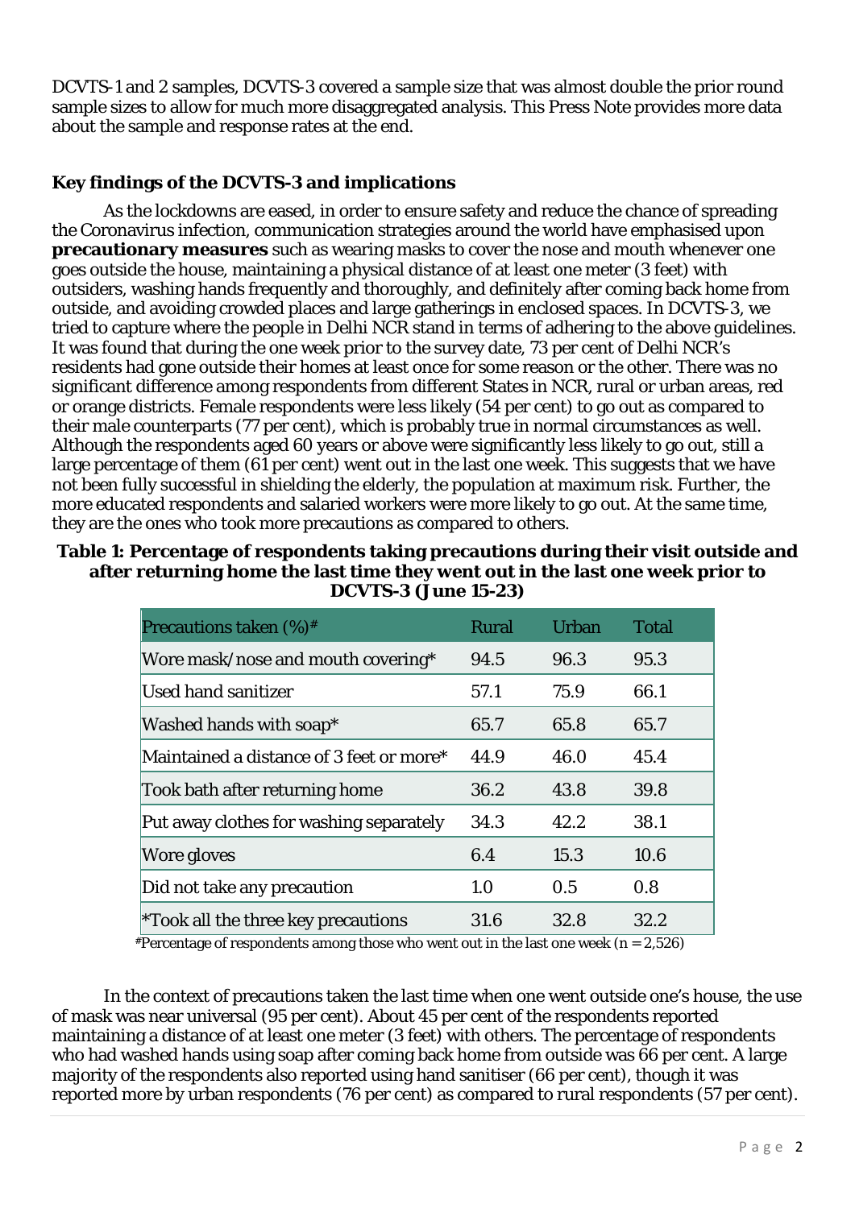DCVTS-1 and 2 samples, DCVTS-3 covered a sample size that was almost double the prior round sample sizes to allow for much more disaggregated analysis. This Press Note provides more data about the sample and response rates at the end.

**Key findings of the DCVTS-3 and implications**

As the lockdowns are eased, in order to ensure safety and reduce the chance of spreading the Coronavirus infection, communication strategies around the world have emphasised upon **precautionary measures** such as wearing masks to cover the nose and mouth whenever one goes outside the house, maintaining a physical distance of at least one meter (3 feet) with outsiders, washing hands frequently and thoroughly, and definitely after coming back home from outside, and avoiding crowded places and large gatherings in enclosed spaces. In DCVTS-3, we tried to capture where the people in Delhi NCR stand in terms of adhering to the above guidelines. It was found that during the one week prior to the survey date, 73 per cent of Delhi NCR's residents had gone outside their homes at least once for some reason or the other. There was no significant difference among respondents from different States in NCR, rural or urban areas, red or orange districts. Female respondents were less likely (54 per cent) to go out as compared to their male counterparts (77 per cent), which is probably true in normal circumstances as well. Although the respondents aged 60 years or above were significantly less likely to go out, still a large percentage of them (61 per cent) went out in the last one week. This suggests that we have not been fully successful in shielding the elderly, the population at maximum risk. Further, the more educated respondents and salaried workers were more likely to go out. At the same time, they are the ones who took more precautions as compared to others.

**Table 1: Percentage of respondents taking precautions during their visit outside and after returning home the last time they went out in the last one week prior to DCVTS-3 (June 15-23)**

| Precautions taken (%)# | Rural | Urban | Total |
|---|---|---|---|
| Wore mask/nose and mouth covering* | 94.5 | 96.3 | 95.3 |
| Used hand sanitizer | 57.1 | 75.9 | 66.1 |
| Washed hands with soap* | 65.7 | 65.8 | 65.7 |
| Maintained a distance of 3 feet or more* | 44.9 | 46.0 | 45.4 |
| Took bath after returning home | 36.2 | 43.8 | 39.8 |
| Put away clothes for washing separately | 34.3 | 42.2 | 38.1 |
| Wore gloves | 6.4 | 15.3 | 10.6 |
| Did not take any precaution | 1.0 | 0.5 | 0.8 |
| *Took all the three key precautions | 31.6 | 32.8 | 32.2 |

#Percentage of respondents among those who went out in the last one week (n = 2,526)

In the context of precautions taken the last time when one went outside one's house, the use of mask was near universal (95 per cent). About 45 per cent of the respondents reported maintaining a distance of at least one meter (3 feet) with others. The percentage of respondents who had washed hands using soap after coming back home from outside was 66 per cent. A large majority of the respondents also reported using hand sanitiser (66 per cent), though it was reported more by urban respondents (76 per cent) as compared to rural respondents (57 per cent).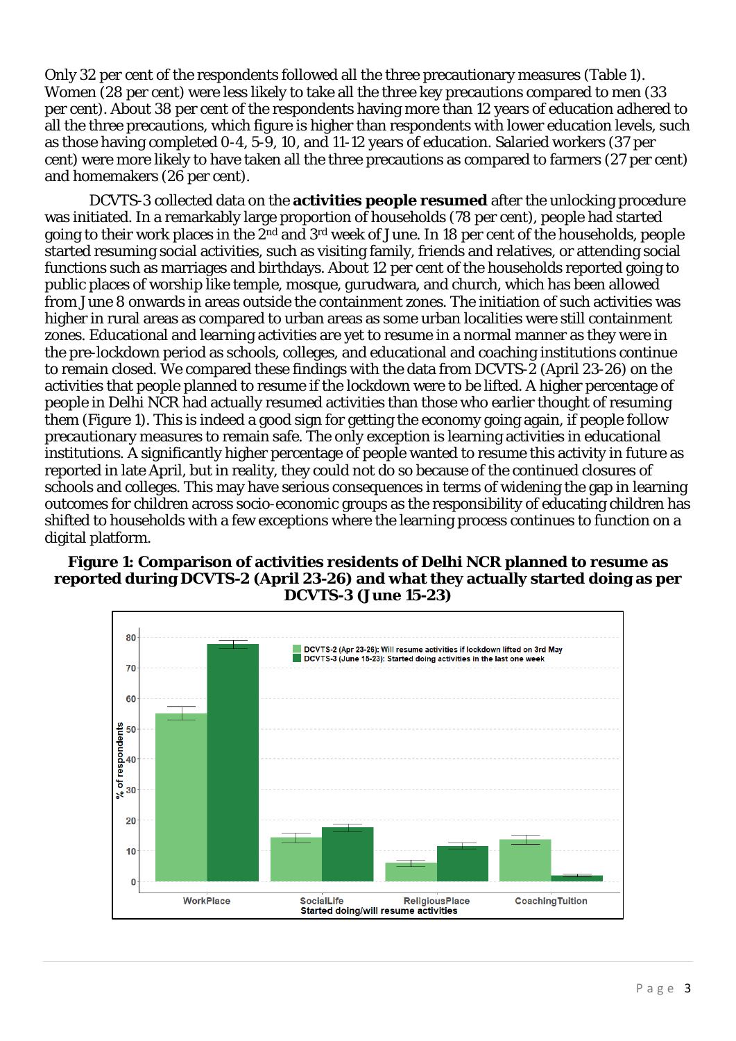Only 32 per cent of the respondents followed all the three precautionary measures (Table 1). Women (28 per cent) were less likely to take all the three key precautions compared to men (33 per cent). About 38 per cent of the respondents having more than 12 years of education adhered to all the three precautions, which figure is higher than respondents with lower education levels, such as those having completed 0-4, 5-9, 10, and 11-12 years of education. Salaried workers (37 per cent) were more likely to have taken all the three precautions as compared to farmers (27 per cent) and homemakers (26 per cent).

DCVTS-3 collected data on the **activities people resumed** after the unlocking procedure was initiated. In a remarkably large proportion of households (78 per cent), people had started going to their work places in the 2nd and 3rd week of June. In 18 per cent of the households, people started resuming social activities, such as visiting family, friends and relatives, or attending social functions such as marriages and birthdays. About 12 per cent of the households reported going to public places of worship like temple, mosque, gurudwara, and church, which has been allowed from June 8 onwards in areas outside the containment zones. The initiation of such activities was higher in rural areas as compared to urban areas as some urban localities were still containment zones. Educational and learning activities are yet to resume in a normal manner as they were in the pre-lockdown period as schools, colleges, and educational and coaching institutions continue to remain closed. We compared these findings with the data from DCVTS-2 (April 23-26) on the activities that people planned to resume if the lockdown were to be lifted. A higher percentage of people in Delhi NCR had actually resumed activities than those who earlier thought of resuming them (Figure 1). This is indeed a good sign for getting the economy going again, if people follow precautionary measures to remain safe. The only exception is learning activities in educational institutions. A significantly higher percentage of people wanted to resume this activity in future as reported in late April, but in reality, they could not do so because of the continued closures of schools and colleges. This may have serious consequences in terms of widening the gap in learning outcomes for children across socio-economic groups as the responsibility of educating children has shifted to households with a few exceptions where the learning process continues to function on a digital platform.

**Figure 1: Comparison of activities residents of Delhi NCR planned to resume as reported during DCVTS-2 (April 23-26) and what they actually started doing as per DCVTS-3 (June 15-23)**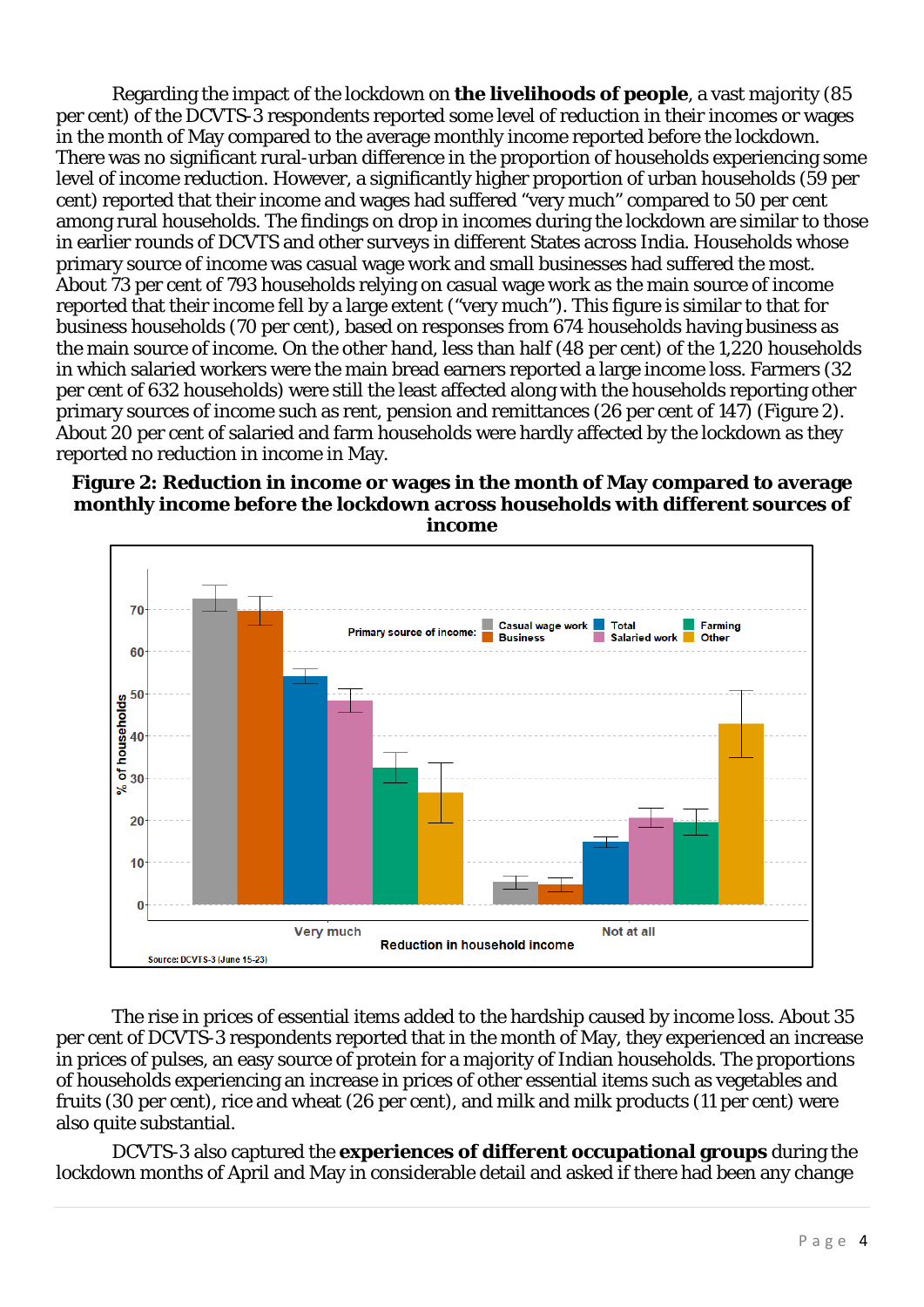Regarding the impact of the lockdown on **the livelihoods of people**, a vast majority (85 per cent) of the DCVTS-3 respondents reported some level of reduction in their incomes or wages in the month of May compared to the average monthly income reported before the lockdown. There was no significant rural-urban difference in the proportion of households experiencing some level of income reduction. However, a significantly higher proportion of urban households (59 per cent) reported that their income and wages had suffered "very much" compared to 50 per cent among rural households. The findings on drop in incomes during the lockdown are similar to those in earlier rounds of DCVTS and other surveys in different States across India. Households whose primary source of income was casual wage work and small businesses had suffered the most. About 73 per cent of 793 households relying on casual wage work as the main source of income reported that their income fell by a large extent ("very much"). This figure is similar to that for business households (70 per cent), based on responses from 674 households having business as the main source of income. On the other hand, less than half (48 per cent) of the 1,220 households in which salaried workers were the main bread earners reported a large income loss. Farmers (32 per cent of 632 households) were still the least affected along with the households reporting other primary sources of income such as rent, pension and remittances (26 per cent of 147) (Figure 2). About 20 per cent of salaried and farm households were hardly affected by the lockdown as they reported no reduction in income in May.

**Figure 2: Reduction in income or wages in the month of May compared to average monthly income before the lockdown across households with different sources of income**

The rise in prices of essential items added to the hardship caused by income loss. About 35 per cent of DCVTS-3 respondents reported that in the month of May, they experienced an increase in prices of pulses, an easy source of protein for a majority of Indian households. The proportions of households experiencing an increase in prices of other essential items such as vegetables and fruits (30 per cent), rice and wheat (26 per cent), and milk and milk products (11 per cent) were also quite substantial.

DCVTS-3 also captured the **experiences of different occupational groups** during the lockdown months of April and May in considerable detail and asked if there had been any change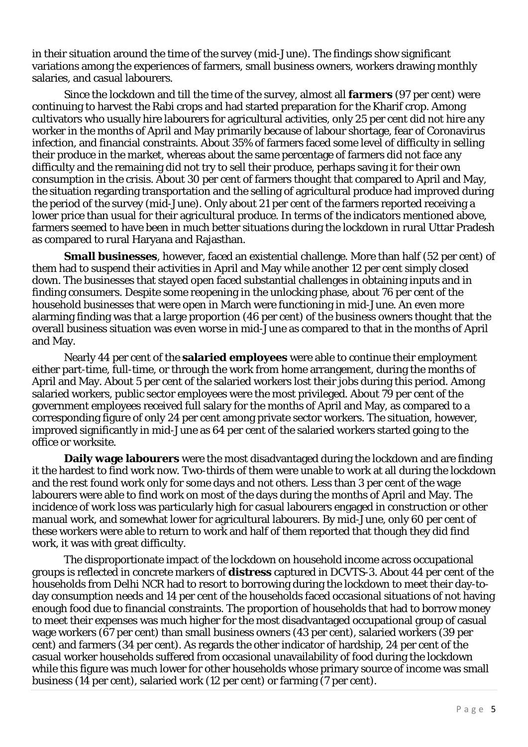in their situation around the time of the survey (mid-June). The findings show significant variations among the experiences of farmers, small business owners, workers drawing monthly salaries, and casual labourers.

Since the lockdown and till the time of the survey, almost all **farmers** (97 per cent) were continuing to harvest the Rabi crops and had started preparation for the Kharif crop. Among cultivators who usually hire labourers for agricultural activities, only 25 per cent did not hire any worker in the months of April and May primarily because of labour shortage, fear of Coronavirus infection, and financial constraints. About 35% of farmers faced some level of difficulty in selling their produce in the market, whereas about the same percentage of farmers did not face any difficulty and the remaining did not try to sell their produce, perhaps saving it for their own consumption in the crisis. About 30 per cent of farmers thought that compared to April and May, the situation regarding transportation and the selling of agricultural produce had improved during the period of the survey (mid-June). Only about 21 per cent of the farmers reported receiving a lower price than usual for their agricultural produce. In terms of the indicators mentioned above, farmers seemed to have been in much better situations during the lockdown in rural Uttar Pradesh as compared to rural Haryana and Rajasthan.

**Small businesses**, however, faced an existential challenge. More than half (52 per cent) of them had to suspend their activities in April and May while another 12 per cent simply closed down. The businesses that stayed open faced substantial challenges in obtaining inputs and in finding consumers. Despite some reopening in the unlocking phase, about 76 per cent of the household businesses that were open in March were functioning in mid-June. An even more alarming finding was that a large proportion (46 per cent) of the business owners thought that the overall business situation was even worse in mid-June as compared to that in the months of April and May.

Nearly 44 per cent of the **salaried employees** were able to continue their employment either part-time, full-time, or through the work from home arrangement, during the months of April and May. About 5 per cent of the salaried workers lost their jobs during this period. Among salaried workers, public sector employees were the most privileged. About 79 per cent of the government employees received full salary for the months of April and May, as compared to a corresponding figure of only 24 per cent among private sector workers. The situation, however, improved significantly in mid-June as 64 per cent of the salaried workers started going to the office or worksite.

**Daily wage labourers** were the most disadvantaged during the lockdown and are finding it the hardest to find work now. Two-thirds of them were unable to work at all during the lockdown and the rest found work only for some days and not others. Less than 3 per cent of the wage labourers were able to find work on most of the days during the months of April and May. The incidence of work loss was particularly high for casual labourers engaged in construction or other manual work, and somewhat lower for agricultural labourers. By mid-June, only 60 per cent of these workers were able to return to work and half of them reported that though they did find work, it was with great difficulty.

The disproportionate impact of the lockdown on household income across occupational groups is reflected in concrete markers of **distress** captured in DCVTS-3. About 44 per cent of the households from Delhi NCR had to resort to borrowing during the lockdown to meet their day-to-day consumption needs and 14 per cent of the households faced occasional situations of not having enough food due to financial constraints. The proportion of households that had to borrow money to meet their expenses was much higher for the most disadvantaged occupational group of casual wage workers (67 per cent) than small business owners (43 per cent), salaried workers (39 per cent) and farmers (34 per cent). As regards the other indicator of hardship, 24 per cent of the casual worker households suffered from occasional unavailability of food during the lockdown while this figure was much lower for other households whose primary source of income was small business (14 per cent), salaried work (12 per cent) or farming (7 per cent).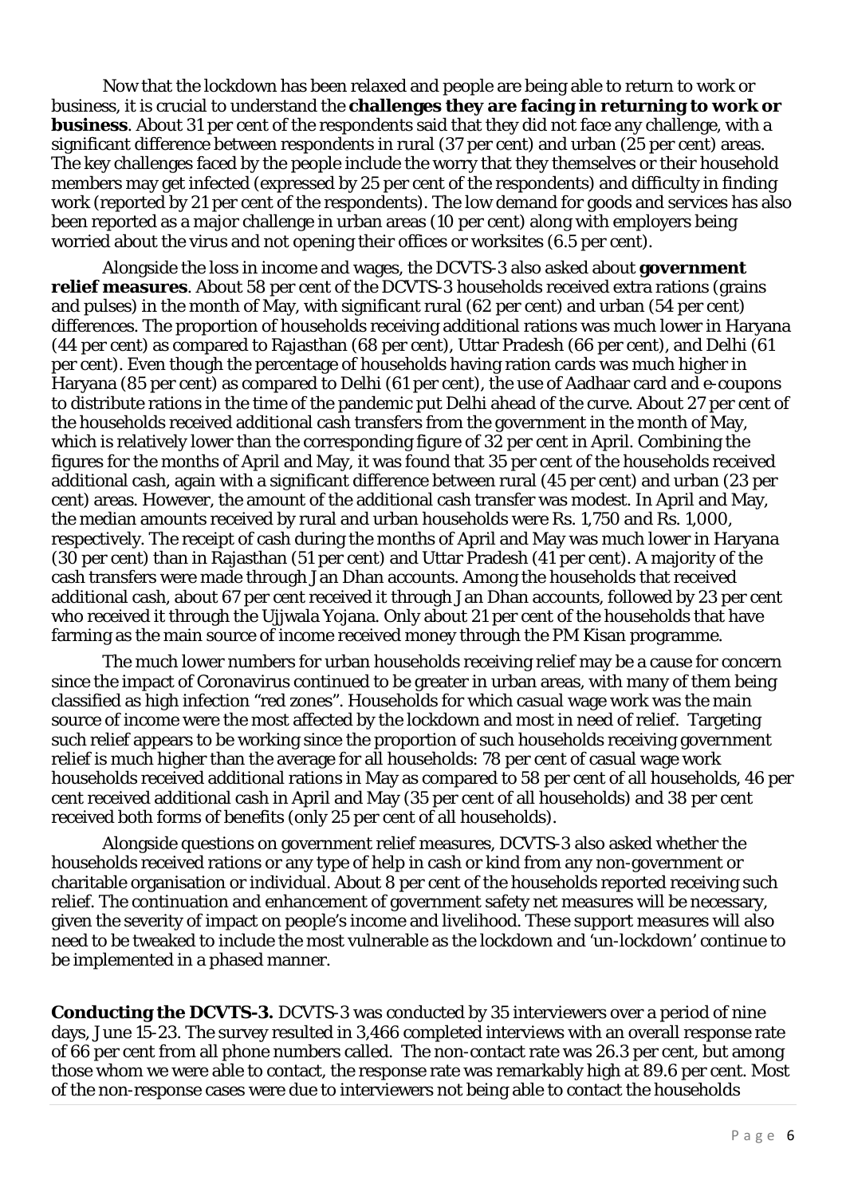Now that the lockdown has been relaxed and people are being able to return to work or business, it is crucial to understand the **challenges they are facing in returning to work or business**. About 31 per cent of the respondents said that they did not face any challenge, with a significant difference between respondents in rural (37 per cent) and urban (25 per cent) areas. The key challenges faced by the people include the worry that they themselves or their household members may get infected (expressed by 25 per cent of the respondents) and difficulty in finding work (reported by 21 per cent of the respondents). The low demand for goods and services has also been reported as a major challenge in urban areas (10 per cent) along with employers being worried about the virus and not opening their offices or worksites (6.5 per cent).

Alongside the loss in income and wages, the DCVTS-3 also asked about **government relief measures**. About 58 per cent of the DCVTS-3 households received extra rations (grains and pulses) in the month of May, with significant rural (62 per cent) and urban (54 per cent) differences. The proportion of households receiving additional rations was much lower in Haryana (44 per cent) as compared to Rajasthan (68 per cent), Uttar Pradesh (66 per cent), and Delhi (61 per cent). Even though the percentage of households having ration cards was much higher in Haryana (85 per cent) as compared to Delhi (61 per cent), the use of Aadhaar card and e-coupons to distribute rations in the time of the pandemic put Delhi ahead of the curve. About 27 per cent of the households received additional cash transfers from the government in the month of May, which is relatively lower than the corresponding figure of 32 per cent in April. Combining the figures for the months of April and May, it was found that 35 per cent of the households received additional cash, again with a significant difference between rural (45 per cent) and urban (23 per cent) areas. However, the amount of the additional cash transfer was modest. In April and May, the median amounts received by rural and urban households were Rs. 1,750 and Rs. 1,000, respectively. The receipt of cash during the months of April and May was much lower in Haryana (30 per cent) than in Rajasthan (51 per cent) and Uttar Pradesh (41 per cent). A majority of the cash transfers were made through Jan Dhan accounts. Among the households that received additional cash, about 67 per cent received it through Jan Dhan accounts, followed by 23 per cent who received it through the Ujjwala Yojana. Only about 21 per cent of the households that have farming as the main source of income received money through the PM Kisan programme.

The much lower numbers for urban households receiving relief may be a cause for concern since the impact of Coronavirus continued to be greater in urban areas, with many of them being classified as high infection "red zones". Households for which casual wage work was the main source of income were the most affected by the lockdown and most in need of relief. Targeting such relief appears to be working since the proportion of such households receiving government relief is much higher than the average for all households: 78 per cent of casual wage work households received additional rations in May as compared to 58 per cent of all households, 46 per cent received additional cash in April and May (35 per cent of all households) and 38 per cent received both forms of benefits (only 25 per cent of all households).

Alongside questions on government relief measures, DCVTS-3 also asked whether the households received rations or any type of help in cash or kind from any non-government or charitable organisation or individual. About 8 per cent of the households reported receiving such relief. The continuation and enhancement of government safety net measures will be necessary, given the severity of impact on people's income and livelihood. These support measures will also need to be tweaked to include the most vulnerable as the lockdown and 'un-lockdown' continue to be implemented in a phased manner.

**Conducting the DCVTS-3.** DCVTS-3 was conducted by 35 interviewers over a period of nine days, June 15-23. The survey resulted in 3,466 completed interviews with an overall response rate of 66 per cent from all phone numbers called. The non-contact rate was 26.3 per cent, but among those whom we were able to contact, the response rate was remarkably high at 89.6 per cent. Most of the non-response cases were due to interviewers not being able to contact the households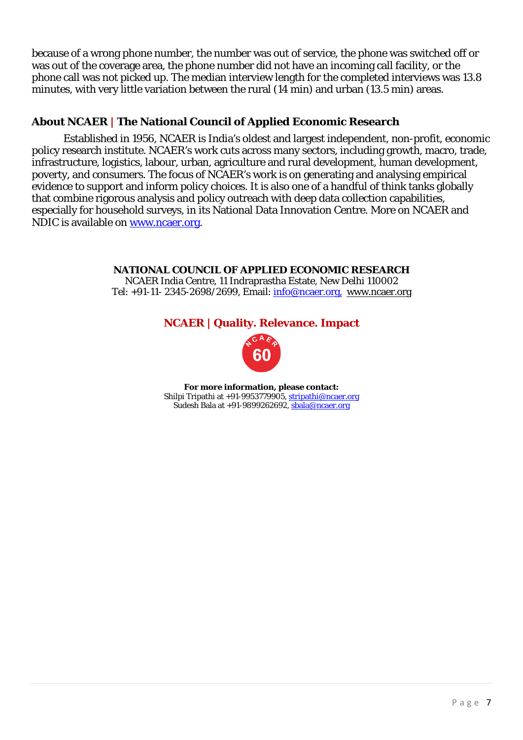because of a wrong phone number, the number was out of service, the phone was switched off or was out of the coverage area, the phone number did not have an incoming call facility, or the phone call was not picked up. The median interview length for the completed interviews was 13.8 minutes, with very little variation between the rural (14 min) and urban (13.5 min) areas.

## About NCAER | The National Council of Applied Economic Research

Established in 1956, NCAER is India's oldest and largest independent, non-profit, economic policy research institute. NCAER's work cuts across many sectors, including growth, macro, trade, infrastructure, logistics, labour, urban, agriculture and rural development, human development, poverty, and consumers. The focus of NCAER's work is on generating and analysing empirical evidence to support and inform policy choices. It is also one of a handful of think tanks globally that combine rigorous analysis and policy outreach with deep data collection capabilities, especially for household surveys, in its National Data Innovation Centre. More on NCAER and NDIC is available on www.ncaer.org.

**NATIONAL COUNCIL OF APPLIED ECONOMIC RESEARCH**
NCAER India Centre, 11 Indraprastha Estate, New Delhi 110002
Tel: +91-11- 2345-2698/2699, Email: info@ncaer.org, www.ncaer.org

**NCAER | Quality. Relevance. Impact**

NCAER 60

**For more information, please contact:**
Shilpi Tripathi at +91-9953779905, stripathi@ncaer.org
Sudesh Bala at +91-9899262692, sbala@ncaer.org